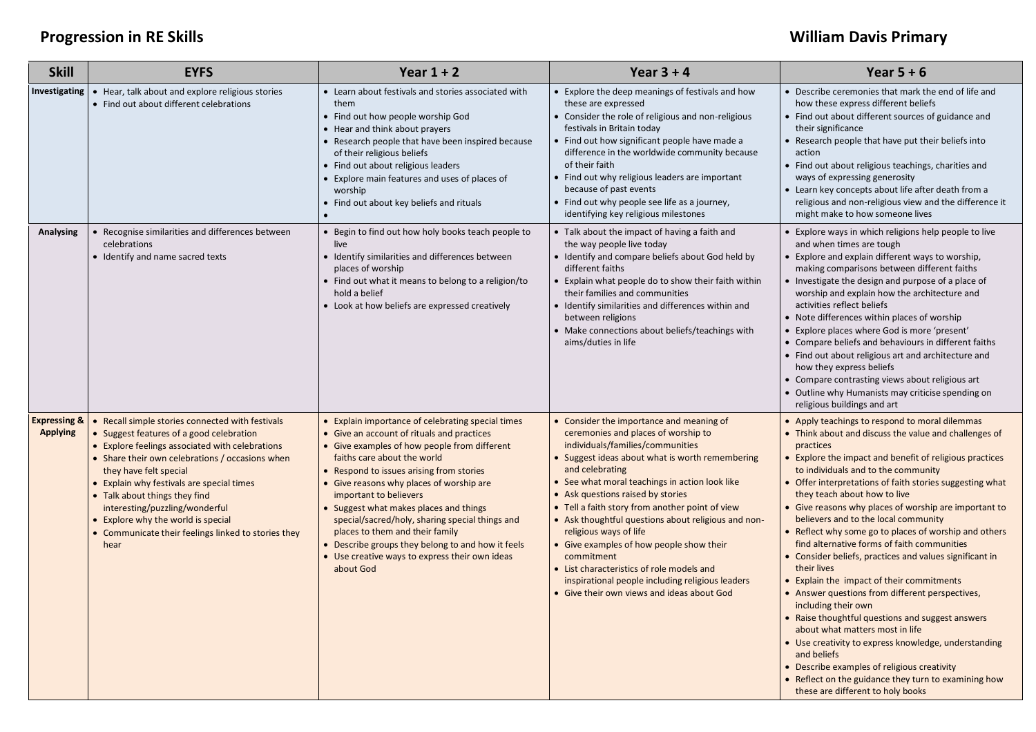# Progression in RE Skills

**William Davis Primary**

| Skill | EYFS | Year 1 + 2 | Year 3 + 4 | Year 5 + 6 |
|---|---|---|---|---|
| **Investigating** | • Hear, talk about and explore religious stories<br>• Find out about different celebrations | • Learn about festivals and stories associated with them<br>• Find out how people worship God<br>• Hear and think about prayers<br>• Research people that have been inspired because of their religious beliefs<br>• Find out about religious leaders<br>• Explore main features and uses of places of worship<br>• Find out about key beliefs and rituals<br>• | • Explore the deep meanings of festivals and how these are expressed<br>• Consider the role of religious and non-religious festivals in Britain today<br>• Find out how significant people have made a difference in the worldwide community because of their faith<br>• Find out why religious leaders are important because of past events<br>• Find out why people see life as a journey, identifying key religious milestones | • Describe ceremonies that mark the end of life and how these express different beliefs<br>• Find out about different sources of guidance and their significance<br>• Research people that have put their beliefs into action<br>• Find out about religious teachings, charities and ways of expressing generosity<br>• Learn key concepts about life after death from a religious and non-religious view and the difference it might make to how someone lives |
| **Analysing** | • Recognise similarities and differences between celebrations<br>• Identify and name sacred texts | • Begin to find out how holy books teach people to live<br>• Identify similarities and differences between places of worship<br>• Find out what it means to belong to a religion/to hold a belief<br>• Look at how beliefs are expressed creatively | • Talk about the impact of having a faith and the way people live today<br>• Identify and compare beliefs about God held by different faiths<br>• Explain what people do to show their faith within their families and communities<br>• Identify similarities and differences within and between religions<br>• Make connections about beliefs/teachings with aims/duties in life | • Explore ways in which religions help people to live and when times are tough<br>• Explore and explain different ways to worship, making comparisons between different faiths<br>• Investigate the design and purpose of a place of worship and explain how the architecture and activities reflect beliefs<br>• Note differences within places of worship<br>• Explore places where God is more 'present'<br>• Compare beliefs and behaviours in different faiths<br>• Find out about religious art and architecture and how they express beliefs<br>• Compare contrasting views about religious art<br>• Outline why Humanists may criticise spending on religious buildings and art |
| **Expressing & Applying** | • Recall simple stories connected with festivals<br>• Suggest features of a good celebration<br>• Explore feelings associated with celebrations<br>• Share their own celebrations / occasions when they have felt special<br>• Explain why festivals are special times<br>• Talk about things they find interesting/puzzling/wonderful<br>• Explore why the world is special<br>• Communicate their feelings linked to stories they hear | • Explain importance of celebrating special times<br>• Give an account of rituals and practices<br>• Give examples of how people from different faiths care about the world<br>• Respond to issues arising from stories<br>• Give reasons why places of worship are important to believers<br>• Suggest what makes places and things special/sacred/holy, sharing special things and places to them and their family<br>• Describe groups they belong to and how it feels<br>• Use creative ways to express their own ideas about God | • Consider the importance and meaning of ceremonies and places of worship to individuals/families/communities<br>• Suggest ideas about what is worth remembering and celebrating<br>• See what moral teachings in action look like<br>• Ask questions raised by stories<br>• Tell a faith story from another point of view<br>• Ask thoughtful questions about religious and non-religious ways of life<br>• Give examples of how people show their commitment<br>• List characteristics of role models and inspirational people including religious leaders<br>• Give their own views and ideas about God | • Apply teachings to respond to moral dilemmas<br>• Think about and discuss the value and challenges of practices<br>• Explore the impact and benefit of religious practices to individuals and to the community<br>• Offer interpretations of faith stories suggesting what they teach about how to live<br>• Give reasons why places of worship are important to believers and to the local community<br>• Reflect why some go to places of worship and others find alternative forms of faith communities<br>• Consider beliefs, practices and values significant in their lives<br>• Explain the impact of their commitments<br>• Answer questions from different perspectives, including their own<br>• Raise thoughtful questions and suggest answers about what matters most in life<br>• Use creativity to express knowledge, understanding and beliefs<br>• Describe examples of religious creativity<br>• Reflect on the guidance they turn to examining how these are different to holy books |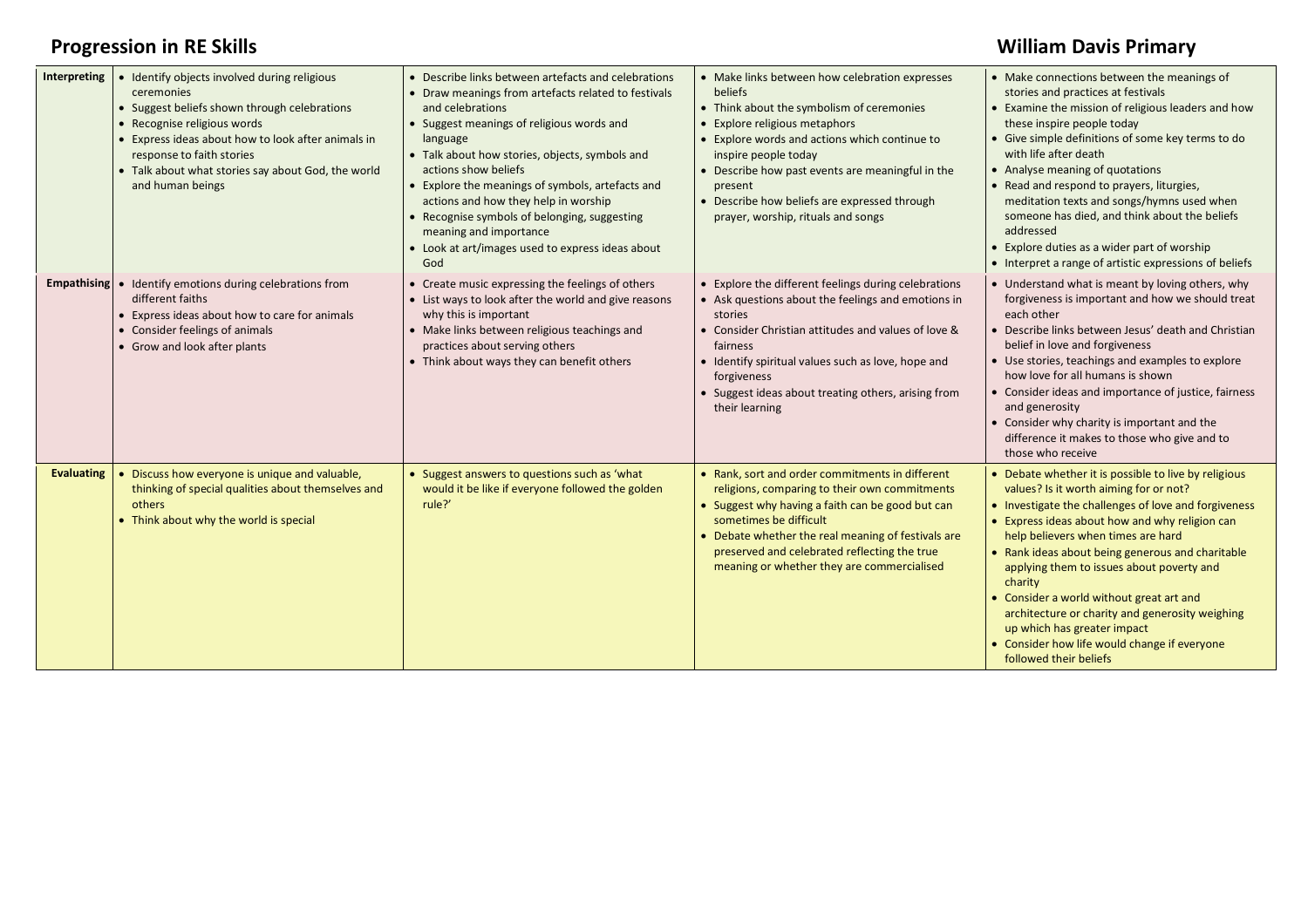# Progression in RE Skills

## William Davis Primary

| | | | | |
|---|---|---|---|---|
| **Interpreting** | • Identify objects involved during religious ceremonies<br>• Suggest beliefs shown through celebrations<br>• Recognise religious words<br>• Express ideas about how to look after animals in response to faith stories<br>• Talk about what stories say about God, the world and human beings | • Describe links between artefacts and celebrations<br>• Draw meanings from artefacts related to festivals and celebrations<br>• Suggest meanings of religious words and language<br>• Talk about how stories, objects, symbols and actions show beliefs<br>• Explore the meanings of symbols, artefacts and actions and how they help in worship<br>• Recognise symbols of belonging, suggesting meaning and importance<br>• Look at art/images used to express ideas about God | • Make links between how celebration expresses beliefs<br>• Think about the symbolism of ceremonies<br>• Explore religious metaphors<br>• Explore words and actions which continue to inspire people today<br>• Describe how past events are meaningful in the present<br>• Describe how beliefs are expressed through prayer, worship, rituals and songs | • Make connections between the meanings of stories and practices at festivals<br>• Examine the mission of religious leaders and how these inspire people today<br>• Give simple definitions of some key terms to do with life after death<br>• Analyse meaning of quotations<br>• Read and respond to prayers, liturgies, meditation texts and songs/hymns used when someone has died, and think about the beliefs addressed<br>• Explore duties as a wider part of worship<br>• Interpret a range of artistic expressions of beliefs |
| **Empathising** | • Identify emotions during celebrations from different faiths<br>• Express ideas about how to care for animals<br>• Consider feelings of animals<br>• Grow and look after plants | • Create music expressing the feelings of others<br>• List ways to look after the world and give reasons why this is important<br>• Make links between religious teachings and practices about serving others<br>• Think about ways they can benefit others | • Explore the different feelings during celebrations<br>• Ask questions about the feelings and emotions in stories<br>• Consider Christian attitudes and values of love & fairness<br>• Identify spiritual values such as love, hope and forgiveness<br>• Suggest ideas about treating others, arising from their learning | • Understand what is meant by loving others, why forgiveness is important and how we should treat each other<br>• Describe links between Jesus' death and Christian belief in love and forgiveness<br>• Use stories, teachings and examples to explore how love for all humans is shown<br>• Consider ideas and importance of justice, fairness and generosity<br>• Consider why charity is important and the difference it makes to those who give and to those who receive |
| **Evaluating** | • Discuss how everyone is unique and valuable, thinking of special qualities about themselves and others<br>• Think about why the world is special | • Suggest answers to questions such as 'what would it be like if everyone followed the golden rule?' | • Rank, sort and order commitments in different religions, comparing to their own commitments<br>• Suggest why having a faith can be good but can sometimes be difficult<br>• Debate whether the real meaning of festivals are preserved and celebrated reflecting the true meaning or whether they are commercialised | • Debate whether it is possible to live by religious values? Is it worth aiming for or not?<br>• Investigate the challenges of love and forgiveness<br>• Express ideas about how and why religion can help believers when times are hard<br>• Rank ideas about being generous and charitable applying them to issues about poverty and charity<br>• Consider a world without great art and architecture or charity and generosity weighing up which has greater impact<br>• Consider how life would change if everyone followed their beliefs |